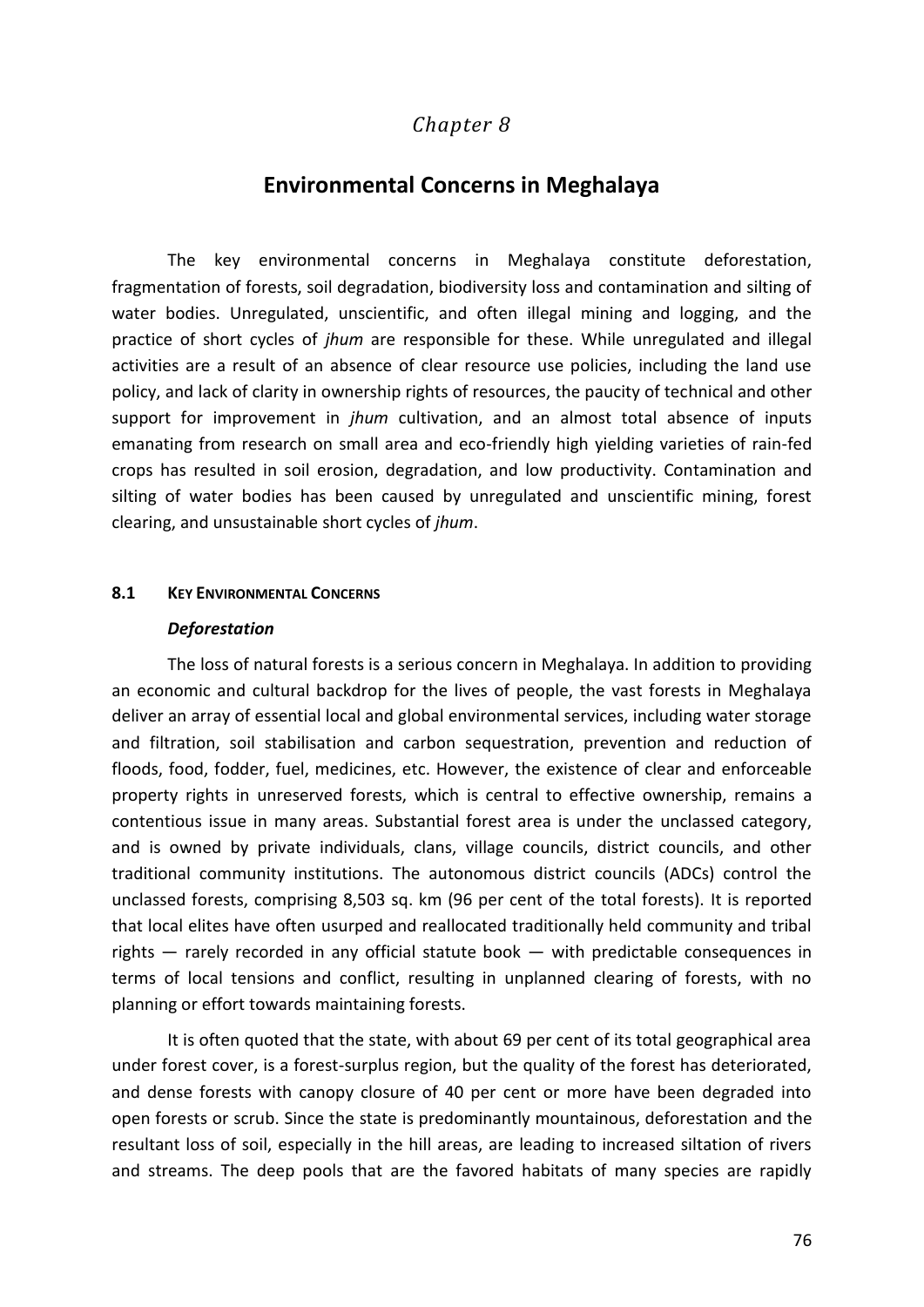*Chapter 8*

# Environmental Concerns in Meghalaya

The key environmental concerns in Meghalaya constitute deforestation, fragmentation of forests, soil degradation, biodiversity loss and contamination and silting of water bodies. Unregulated, unscientific, and often illegal mining and logging, and the practice of short cycles of *jhum* are responsible for these. While unregulated and illegal activities are a result of an absence of clear resource use policies, including the land use policy, and lack of clarity in ownership rights of resources, the paucity of technical and other support for improvement in *jhum* cultivation, and an almost total absence of inputs emanating from research on small area and eco-friendly high yielding varieties of rain-fed crops has resulted in soil erosion, degradation, and low productivity. Contamination and silting of water bodies has been caused by unregulated and unscientific mining, forest clearing, and unsustainable short cycles of *jhum*.

## 8.1 Key Environmental Concerns

### *Deforestation*

The loss of natural forests is a serious concern in Meghalaya. In addition to providing an economic and cultural backdrop for the lives of people, the vast forests in Meghalaya deliver an array of essential local and global environmental services, including water storage and filtration, soil stabilisation and carbon sequestration, prevention and reduction of floods, food, fodder, fuel, medicines, etc. However, the existence of clear and enforceable property rights in unreserved forests, which is central to effective ownership, remains a contentious issue in many areas. Substantial forest area is under the unclassed category, and is owned by private individuals, clans, village councils, district councils, and other traditional community institutions. The autonomous district councils (ADCs) control the unclassed forests, comprising 8,503 sq. km (96 per cent of the total forests). It is reported that local elites have often usurped and reallocated traditionally held community and tribal rights — rarely recorded in any official statute book — with predictable consequences in terms of local tensions and conflict, resulting in unplanned clearing of forests, with no planning or effort towards maintaining forests.

It is often quoted that the state, with about 69 per cent of its total geographical area under forest cover, is a forest-surplus region, but the quality of the forest has deteriorated, and dense forests with canopy closure of 40 per cent or more have been degraded into open forests or scrub. Since the state is predominantly mountainous, deforestation and the resultant loss of soil, especially in the hill areas, are leading to increased siltation of rivers and streams. The deep pools that are the favored habitats of many species are rapidly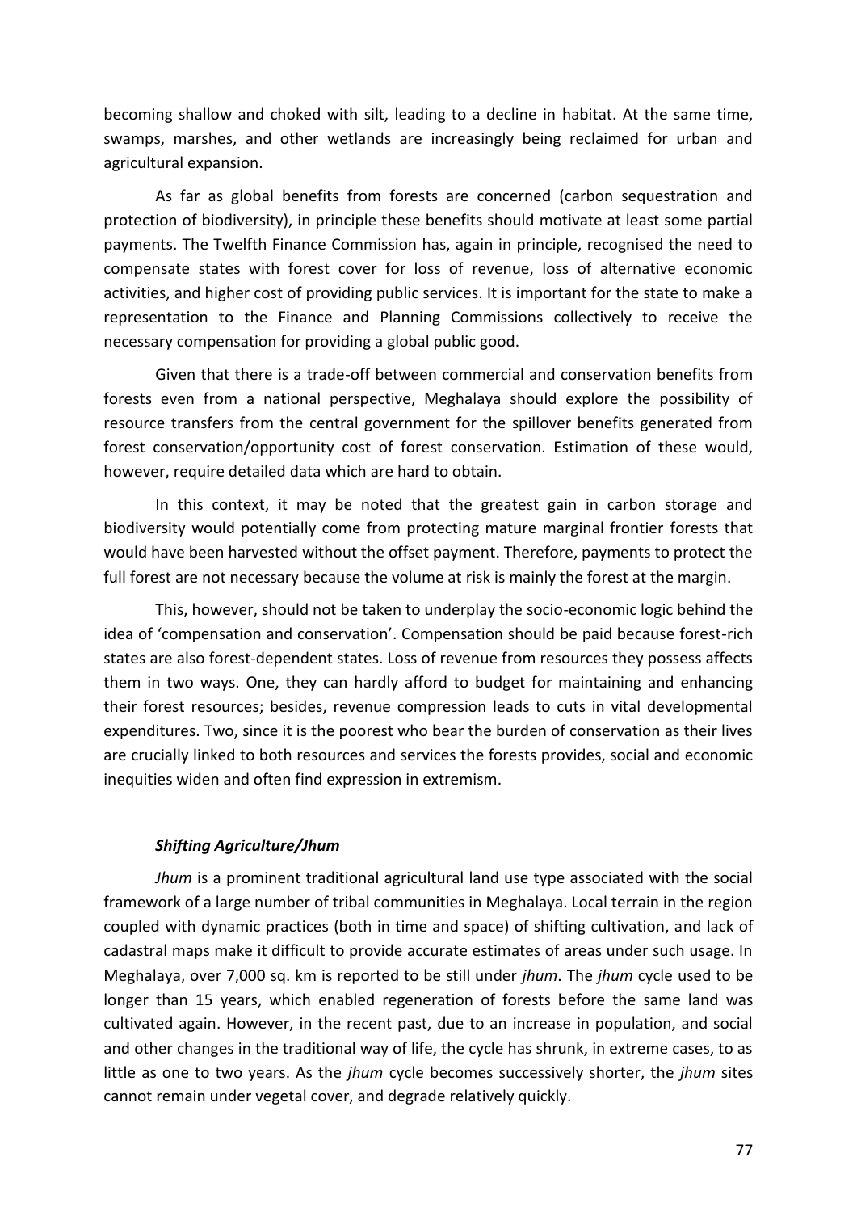becoming shallow and choked with silt, leading to a decline in habitat. At the same time, swamps, marshes, and other wetlands are increasingly being reclaimed for urban and agricultural expansion.

As far as global benefits from forests are concerned (carbon sequestration and protection of biodiversity), in principle these benefits should motivate at least some partial payments. The Twelfth Finance Commission has, again in principle, recognised the need to compensate states with forest cover for loss of revenue, loss of alternative economic activities, and higher cost of providing public services. It is important for the state to make a representation to the Finance and Planning Commissions collectively to receive the necessary compensation for providing a global public good.

Given that there is a trade-off between commercial and conservation benefits from forests even from a national perspective, Meghalaya should explore the possibility of resource transfers from the central government for the spillover benefits generated from forest conservation/opportunity cost of forest conservation. Estimation of these would, however, require detailed data which are hard to obtain.

In this context, it may be noted that the greatest gain in carbon storage and biodiversity would potentially come from protecting mature marginal frontier forests that would have been harvested without the offset payment. Therefore, payments to protect the full forest are not necessary because the volume at risk is mainly the forest at the margin.

This, however, should not be taken to underplay the socio-economic logic behind the idea of 'compensation and conservation'. Compensation should be paid because forest-rich states are also forest-dependent states. Loss of revenue from resources they possess affects them in two ways. One, they can hardly afford to budget for maintaining and enhancing their forest resources; besides, revenue compression leads to cuts in vital developmental expenditures. Two, since it is the poorest who bear the burden of conservation as their lives are crucially linked to both resources and services the forests provides, social and economic inequities widen and often find expression in extremism.

#### *Shifting Agriculture/Jhum*

*Jhum* is a prominent traditional agricultural land use type associated with the social framework of a large number of tribal communities in Meghalaya. Local terrain in the region coupled with dynamic practices (both in time and space) of shifting cultivation, and lack of cadastral maps make it difficult to provide accurate estimates of areas under such usage. In Meghalaya, over 7,000 sq. km is reported to be still under *jhum*. The *jhum* cycle used to be longer than 15 years, which enabled regeneration of forests before the same land was cultivated again. However, in the recent past, due to an increase in population, and social and other changes in the traditional way of life, the cycle has shrunk, in extreme cases, to as little as one to two years. As the *jhum* cycle becomes successively shorter, the *jhum* sites cannot remain under vegetal cover, and degrade relatively quickly.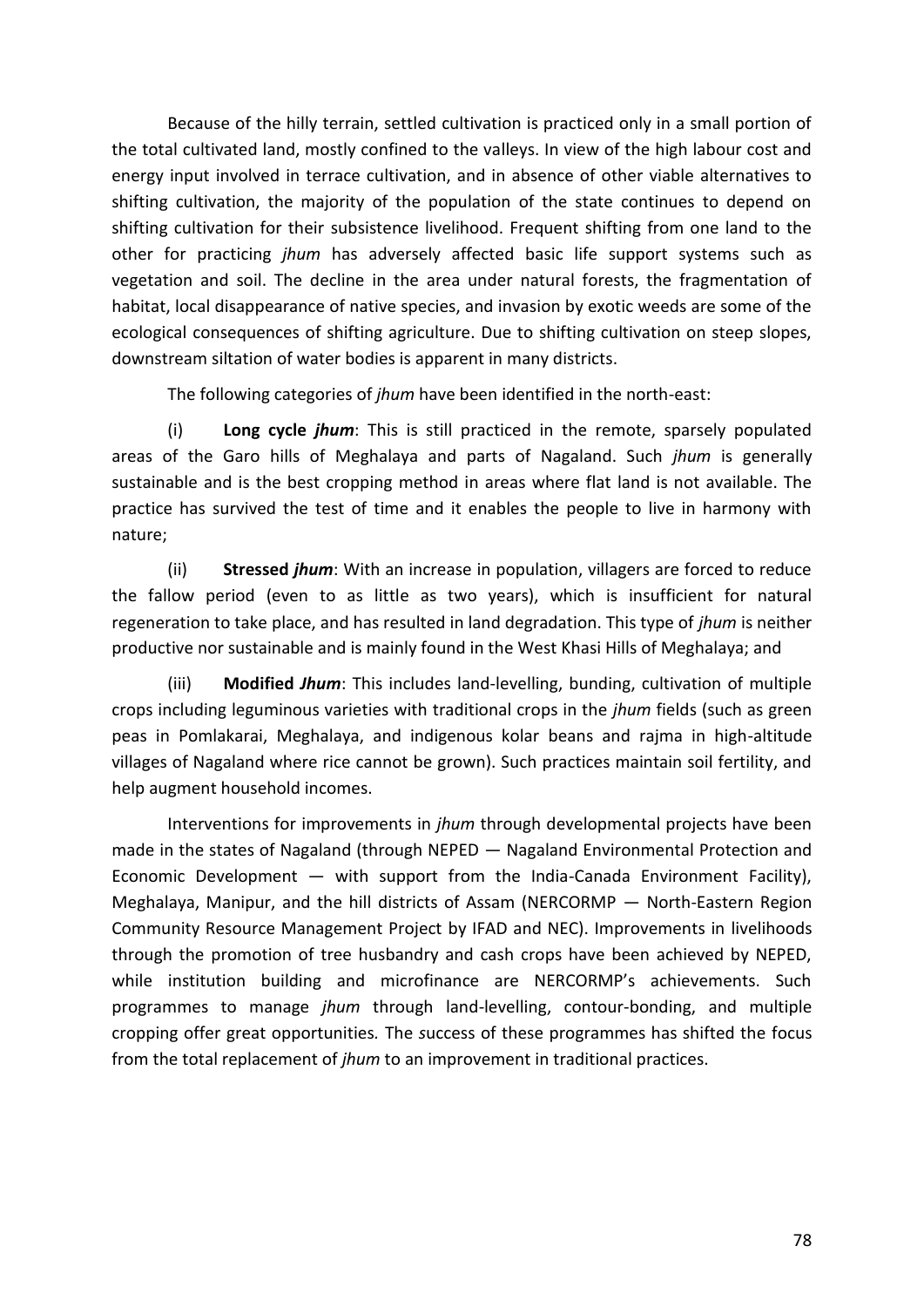Because of the hilly terrain, settled cultivation is practiced only in a small portion of the total cultivated land, mostly confined to the valleys. In view of the high labour cost and energy input involved in terrace cultivation, and in absence of other viable alternatives to shifting cultivation, the majority of the population of the state continues to depend on shifting cultivation for their subsistence livelihood. Frequent shifting from one land to the other for practicing *jhum* has adversely affected basic life support systems such as vegetation and soil. The decline in the area under natural forests, the fragmentation of habitat, local disappearance of native species, and invasion by exotic weeds are some of the ecological consequences of shifting agriculture. Due to shifting cultivation on steep slopes, downstream siltation of water bodies is apparent in many districts.

The following categories of *jhum* have been identified in the north-east:

(i) **Long cycle *jhum***: This is still practiced in the remote, sparsely populated areas of the Garo hills of Meghalaya and parts of Nagaland. Such *jhum* is generally sustainable and is the best cropping method in areas where flat land is not available. The practice has survived the test of time and it enables the people to live in harmony with nature;

(ii) **Stressed *jhum***: With an increase in population, villagers are forced to reduce the fallow period (even to as little as two years), which is insufficient for natural regeneration to take place, and has resulted in land degradation. This type of *jhum* is neither productive nor sustainable and is mainly found in the West Khasi Hills of Meghalaya; and

(iii) **Modified *Jhum***: This includes land-levelling, bunding, cultivation of multiple crops including leguminous varieties with traditional crops in the *jhum* fields (such as green peas in Pomlakarai, Meghalaya, and indigenous kolar beans and rajma in high-altitude villages of Nagaland where rice cannot be grown). Such practices maintain soil fertility, and help augment household incomes.

Interventions for improvements in *jhum* through developmental projects have been made in the states of Nagaland (through NEPED — Nagaland Environmental Protection and Economic Development — with support from the India-Canada Environment Facility), Meghalaya, Manipur, and the hill districts of Assam (NERCORMP — North-Eastern Region Community Resource Management Project by IFAD and NEC). Improvements in livelihoods through the promotion of tree husbandry and cash crops have been achieved by NEPED, while institution building and microfinance are NERCORMP's achievements. Such programmes to manage *jhum* through land-levelling, contour-bonding, and multiple cropping offer great opportunities. The success of these programmes has shifted the focus from the total replacement of *jhum* to an improvement in traditional practices.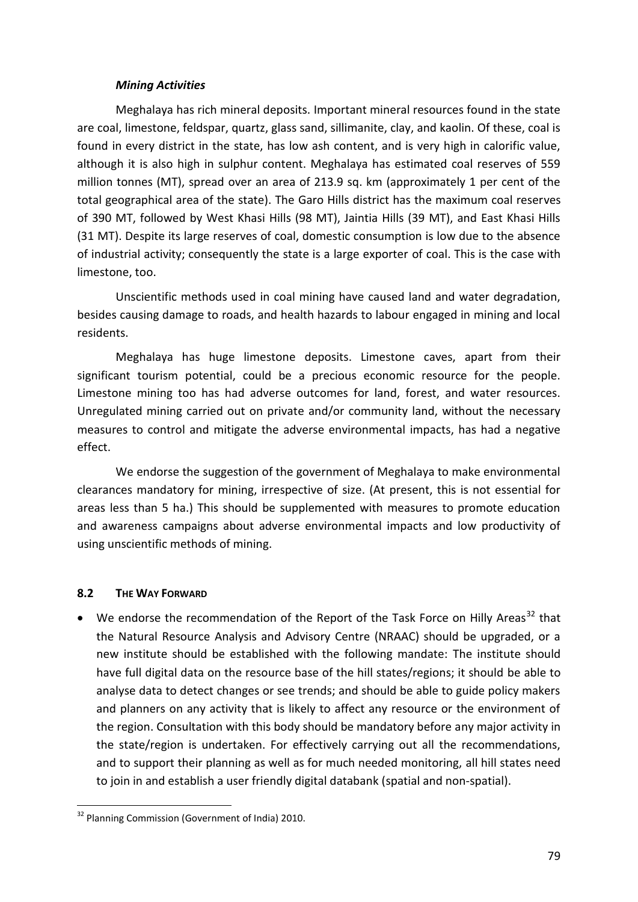### *Mining Activities*

Meghalaya has rich mineral deposits. Important mineral resources found in the state are coal, limestone, feldspar, quartz, glass sand, sillimanite, clay, and kaolin. Of these, coal is found in every district in the state, has low ash content, and is very high in calorific value, although it is also high in sulphur content. Meghalaya has estimated coal reserves of 559 million tonnes (MT), spread over an area of 213.9 sq. km (approximately 1 per cent of the total geographical area of the state). The Garo Hills district has the maximum coal reserves of 390 MT, followed by West Khasi Hills (98 MT), Jaintia Hills (39 MT), and East Khasi Hills (31 MT). Despite its large reserves of coal, domestic consumption is low due to the absence of industrial activity; consequently the state is a large exporter of coal. This is the case with limestone, too.

Unscientific methods used in coal mining have caused land and water degradation, besides causing damage to roads, and health hazards to labour engaged in mining and local residents.

Meghalaya has huge limestone deposits. Limestone caves, apart from their significant tourism potential, could be a precious economic resource for the people. Limestone mining too has had adverse outcomes for land, forest, and water resources. Unregulated mining carried out on private and/or community land, without the necessary measures to control and mitigate the adverse environmental impacts, has had a negative effect.

We endorse the suggestion of the government of Meghalaya to make environmental clearances mandatory for mining, irrespective of size. (At present, this is not essential for areas less than 5 ha.) This should be supplemented with measures to promote education and awareness campaigns about adverse environmental impacts and low productivity of using unscientific methods of mining.

## 8.2 THE WAY FORWARD

- We endorse the recommendation of the Report of the Task Force on Hilly Areas[32] that the Natural Resource Analysis and Advisory Centre (NRAAC) should be upgraded, or a new institute should be established with the following mandate: The institute should have full digital data on the resource base of the hill states/regions; it should be able to analyse data to detect changes or see trends; and should be able to guide policy makers and planners on any activity that is likely to affect any resource or the environment of the region. Consultation with this body should be mandatory before any major activity in the state/region is undertaken. For effectively carrying out all the recommendations, and to support their planning as well as for much needed monitoring, all hill states need to join in and establish a user friendly digital databank (spatial and non-spatial).

[32] Planning Commission (Government of India) 2010.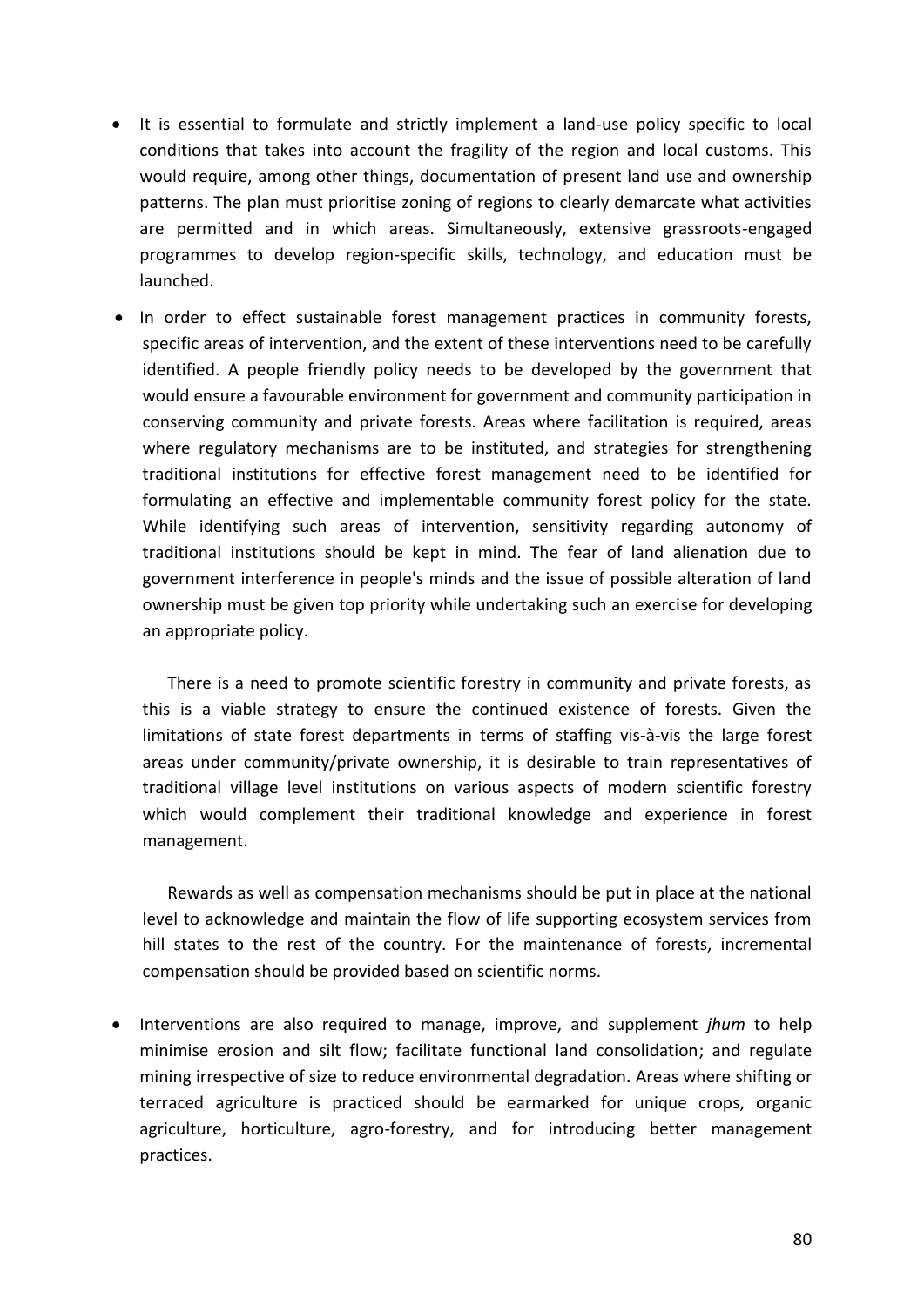- It is essential to formulate and strictly implement a land-use policy specific to local conditions that takes into account the fragility of the region and local customs. This would require, among other things, documentation of present land use and ownership patterns. The plan must prioritise zoning of regions to clearly demarcate what activities are permitted and in which areas. Simultaneously, extensive grassroots-engaged programmes to develop region-specific skills, technology, and education must be launched.

- In order to effect sustainable forest management practices in community forests, specific areas of intervention, and the extent of these interventions need to be carefully identified. A people friendly policy needs to be developed by the government that would ensure a favourable environment for government and community participation in conserving community and private forests. Areas where facilitation is required, areas where regulatory mechanisms are to be instituted, and strategies for strengthening traditional institutions for effective forest management need to be identified for formulating an effective and implementable community forest policy for the state. While identifying such areas of intervention, sensitivity regarding autonomy of traditional institutions should be kept in mind. The fear of land alienation due to government interference in people's minds and the issue of possible alteration of land ownership must be given top priority while undertaking such an exercise for developing an appropriate policy.

  There is a need to promote scientific forestry in community and private forests, as this is a viable strategy to ensure the continued existence of forests. Given the limitations of state forest departments in terms of staffing vis-à-vis the large forest areas under community/private ownership, it is desirable to train representatives of traditional village level institutions on various aspects of modern scientific forestry which would complement their traditional knowledge and experience in forest management.

  Rewards as well as compensation mechanisms should be put in place at the national level to acknowledge and maintain the flow of life supporting ecosystem services from hill states to the rest of the country. For the maintenance of forests, incremental compensation should be provided based on scientific norms.

- Interventions are also required to manage, improve, and supplement *jhum* to help minimise erosion and silt flow; facilitate functional land consolidation; and regulate mining irrespective of size to reduce environmental degradation. Areas where shifting or terraced agriculture is practiced should be earmarked for unique crops, organic agriculture, horticulture, agro-forestry, and for introducing better management practices.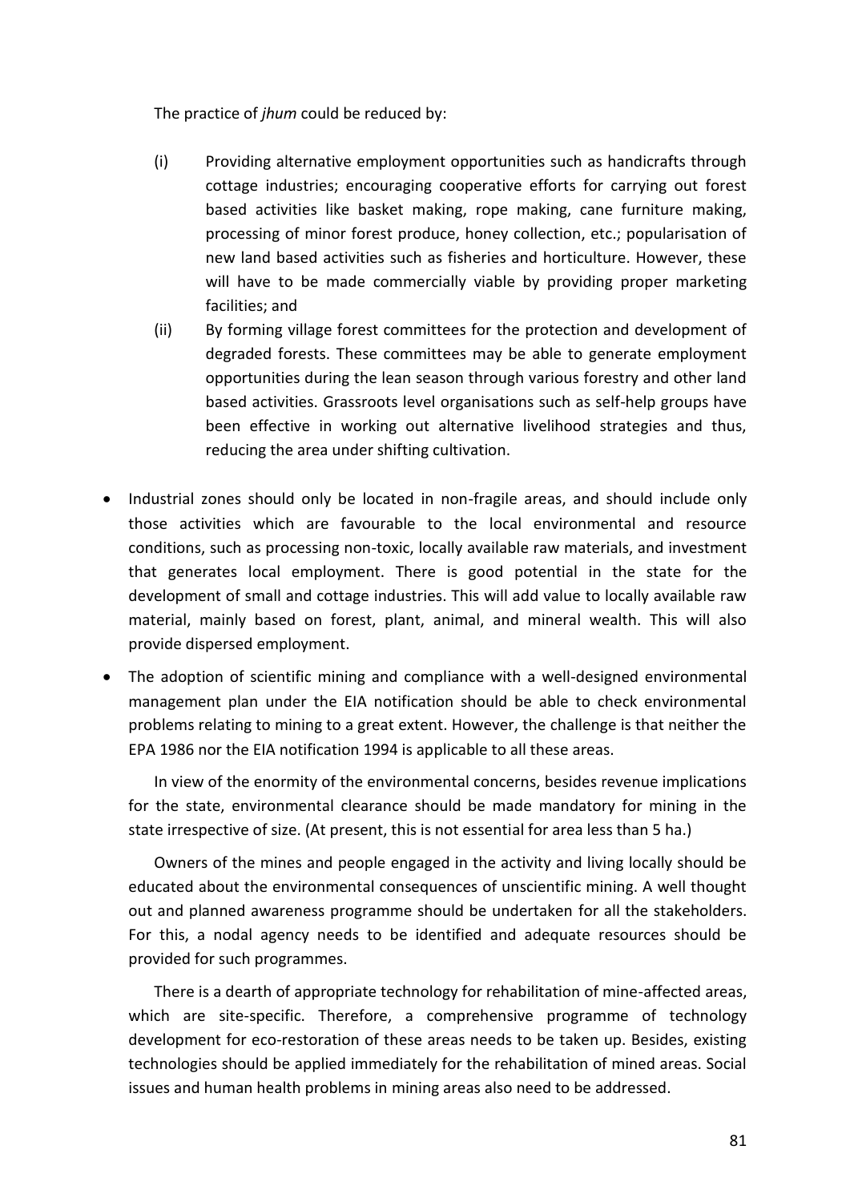The practice of *jhum* could be reduced by:

(i) Providing alternative employment opportunities such as handicrafts through cottage industries; encouraging cooperative efforts for carrying out forest based activities like basket making, rope making, cane furniture making, processing of minor forest produce, honey collection, etc.; popularisation of new land based activities such as fisheries and horticulture. However, these will have to be made commercially viable by providing proper marketing facilities; and

(ii) By forming village forest committees for the protection and development of degraded forests. These committees may be able to generate employment opportunities during the lean season through various forestry and other land based activities. Grassroots level organisations such as self-help groups have been effective in working out alternative livelihood strategies and thus, reducing the area under shifting cultivation.

- Industrial zones should only be located in non-fragile areas, and should include only those activities which are favourable to the local environmental and resource conditions, such as processing non-toxic, locally available raw materials, and investment that generates local employment. There is good potential in the state for the development of small and cottage industries. This will add value to locally available raw material, mainly based on forest, plant, animal, and mineral wealth. This will also provide dispersed employment.

- The adoption of scientific mining and compliance with a well-designed environmental management plan under the EIA notification should be able to check environmental problems relating to mining to a great extent. However, the challenge is that neither the EPA 1986 nor the EIA notification 1994 is applicable to all these areas.

  In view of the enormity of the environmental concerns, besides revenue implications for the state, environmental clearance should be made mandatory for mining in the state irrespective of size. (At present, this is not essential for area less than 5 ha.)

  Owners of the mines and people engaged in the activity and living locally should be educated about the environmental consequences of unscientific mining. A well thought out and planned awareness programme should be undertaken for all the stakeholders. For this, a nodal agency needs to be identified and adequate resources should be provided for such programmes.

  There is a dearth of appropriate technology for rehabilitation of mine-affected areas, which are site-specific. Therefore, a comprehensive programme of technology development for eco-restoration of these areas needs to be taken up. Besides, existing technologies should be applied immediately for the rehabilitation of mined areas. Social issues and human health problems in mining areas also need to be addressed.